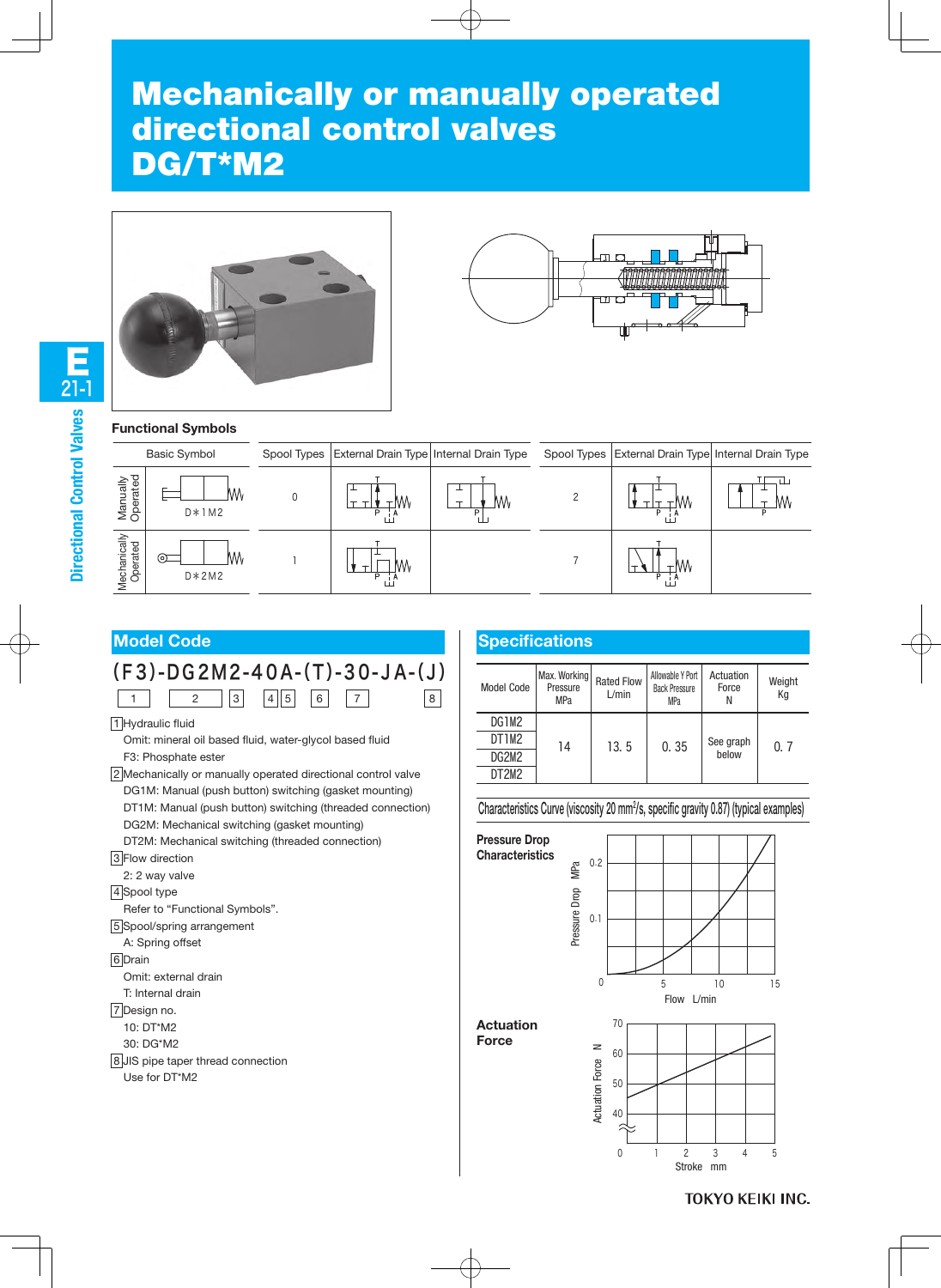# Mechanically or manually operated directional control valves DG/T*M2

## Functional Symbols

| | Basic Symbol | Spool Types | External Drain Type | Internal Drain Type | Spool Types | External Drain Type | Internal Drain Type |
|---|---|---|---|---|---|---|---|
| Manually Operated | D*1M2 | 0 | | | 2 | | |
| Mechanically Operated | D*2M2 | 1 | | | 7 | | |

## Model Code

(F3)-DG2M2-40A-(T)-30-JA-(J)

1 | 2 | 3 | 4 | 5 | 6 | 7 | 8

1 Hydraulic fluid
  Omit: mineral oil based fluid, water-glycol based fluid
  F3: Phosphate ester

2 Mechanically or manually operated directional control valve
  DG1M: Manual (push button) switching (gasket mounting)
  DT1M: Manual (push button) switching (threaded connection)
  DG2M: Mechanical switching (gasket mounting)
  DT2M: Mechanical switching (threaded connection)

3 Flow direction
  2: 2 way valve

4 Spool type
  Refer to "Functional Symbols".

5 Spool/spring arrangement
  A: Spring offset

6 Drain
  Omit: external drain
  T: Internal drain

7 Design no.
  10: DT*M2
  30: DG*M2

8 JIS pipe taper thread connection
  Use for DT*M2

## Specifications

| Model Code | Max. Working Pressure MPa | Rated Flow L/min | Allowable Y Port Back Pressure MPa | Actuation Force N | Weight Kg |
|---|---|---|---|---|---|
| DG1M2 | 14 | 13. 5 | 0. 35 | See graph below | 0. 7 |
| DT1M2 | | | | | |
| DG2M2 | | | | | |
| DT2M2 | | | | | |

Characteristics Curve (viscosity 20 mm²/s, specific gravity 0.87) (typical examples)

**Pressure Drop Characteristics**

Pressure Drop MPa (0–0.2) vs. Flow L/min (0–15)

**Actuation Force**

Actuation Force N (40–70) vs. Stroke mm (0–5)

TOKYO KEIKI INC.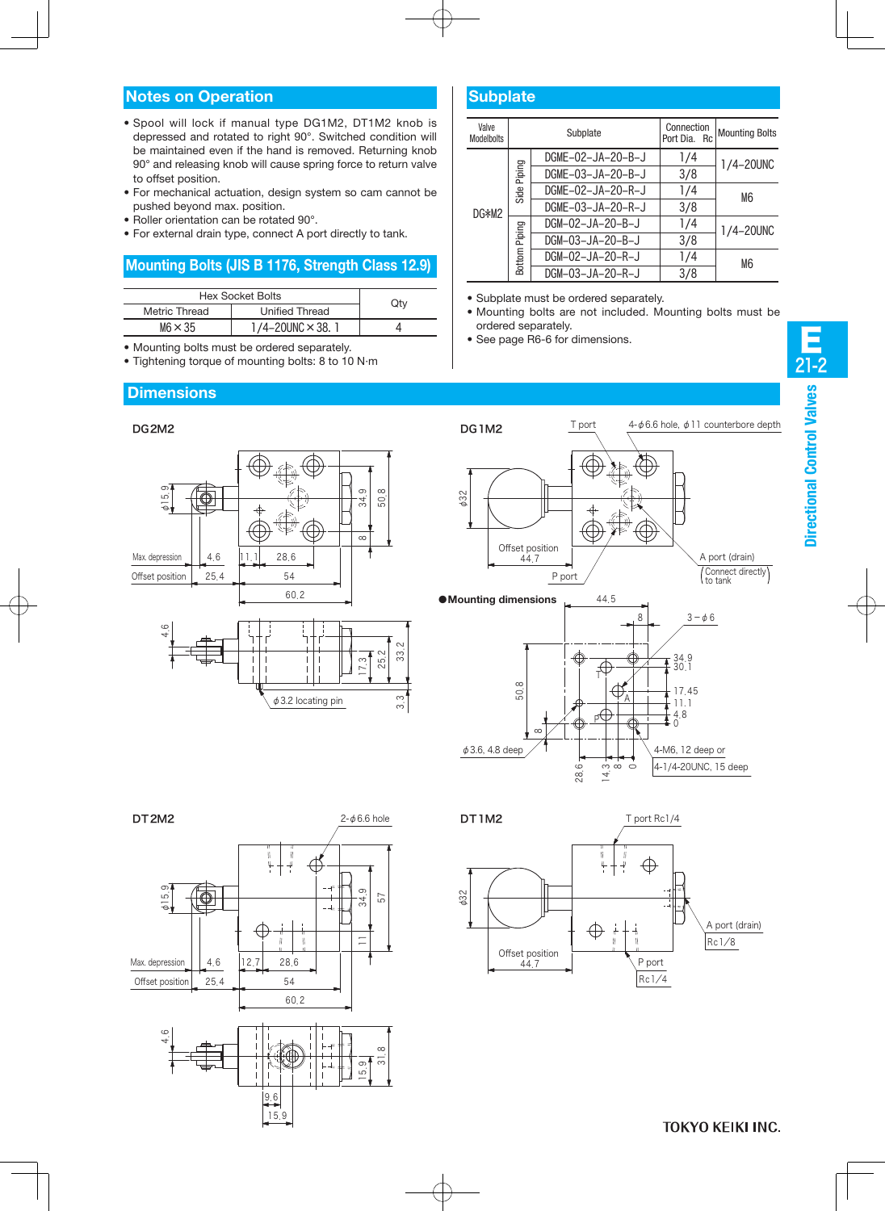## Notes on Operation

- Spool will lock if manual type DG1M2, DT1M2 knob is depressed and rotated to right 90°. Switched condition will be maintained even if the hand is removed. Returning knob 90° and releasing knob will cause spring force to return valve to offset position.
- For mechanical actuation, design system so cam cannot be pushed beyond max. position.
- Roller orientation can be rotated 90°.
- For external drain type, connect A port directly to tank.

## Mounting Bolts (JIS B 1176, Strength Class 12.9)

| Hex Socket Bolts | | Qty |
|---|---|---|
| Metric Thread | Unified Thread | |
| M6 × 35 | 1/4–20UNC × 38.1 | 4 |

- Mounting bolts must be ordered separately.
- Tightening torque of mounting bolts: 8 to 10 N·m

## Subplate

| Valve Modelbolts | | Subplate | Connection Port Dia. Rc | Mounting Bolts |
|---|---|---|---|---|
| DG*M2 | Side Piping | DGME–02–JA–20–B–J | 1/4 | 1/4–20UNC |
| | | DGME–03–JA–20–B–J | 3/8 | |
| | | DGME–02–JA–20–R–J | 1/4 | M6 |
| | | DGME–03–JA–20–R–J | 3/8 | |
| | Bottom Piping | DGM–02–JA–20–B–J | 1/4 | 1/4–20UNC |
| | | DGM–03–JA–20–B–J | 3/8 | |
| | | DGM–02–JA–20–R–J | 1/4 | M6 |
| | | DGM–03–JA–20–R–J | 3/8 | |

- Subplate must be ordered separately.
- Mounting bolts are not included. Mounting bolts must be ordered separately.
- See page R6-6 for dimensions.

## Dimensions

### DG2M2

Max. depression 4.6, Offset position 25.4; 11.1, 28.6, 54, 60.2; φ15.9; 34.9, 50.8, 8; 4.6, 17.3, 25.2, 33.2, 3.3; φ3.2 locating pin

### DG1M2

T port; 4-φ6.6 hole, φ11 counterbore depth; φ32; Offset position 44.7; P port; A port (drain) (Connect directly to tank)

●Mounting dimensions

44.5, 8, 3 – φ6; 34.9, 30.1, 17.45, 11.1, 4.8, 0; 50.8, 8; 28.6, 14.3, 8, 0; φ3.6, 4.8 deep; 4-M6, 12 deep or 4-1/4-20UNC, 15 deep

### DT2M2

2-φ6.6 hole; φ15.9; Max. depression 4.6, Offset position 25.4; 12.7, 28.6, 54, 60.2; 34.9, 57, 11; 4.6, 15.9, 31.8; 9.6, 15.9

### DT1M2

T port Rc1/4; φ32; Offset position 44.7; A port (drain) Rc1/8; P port Rc1/4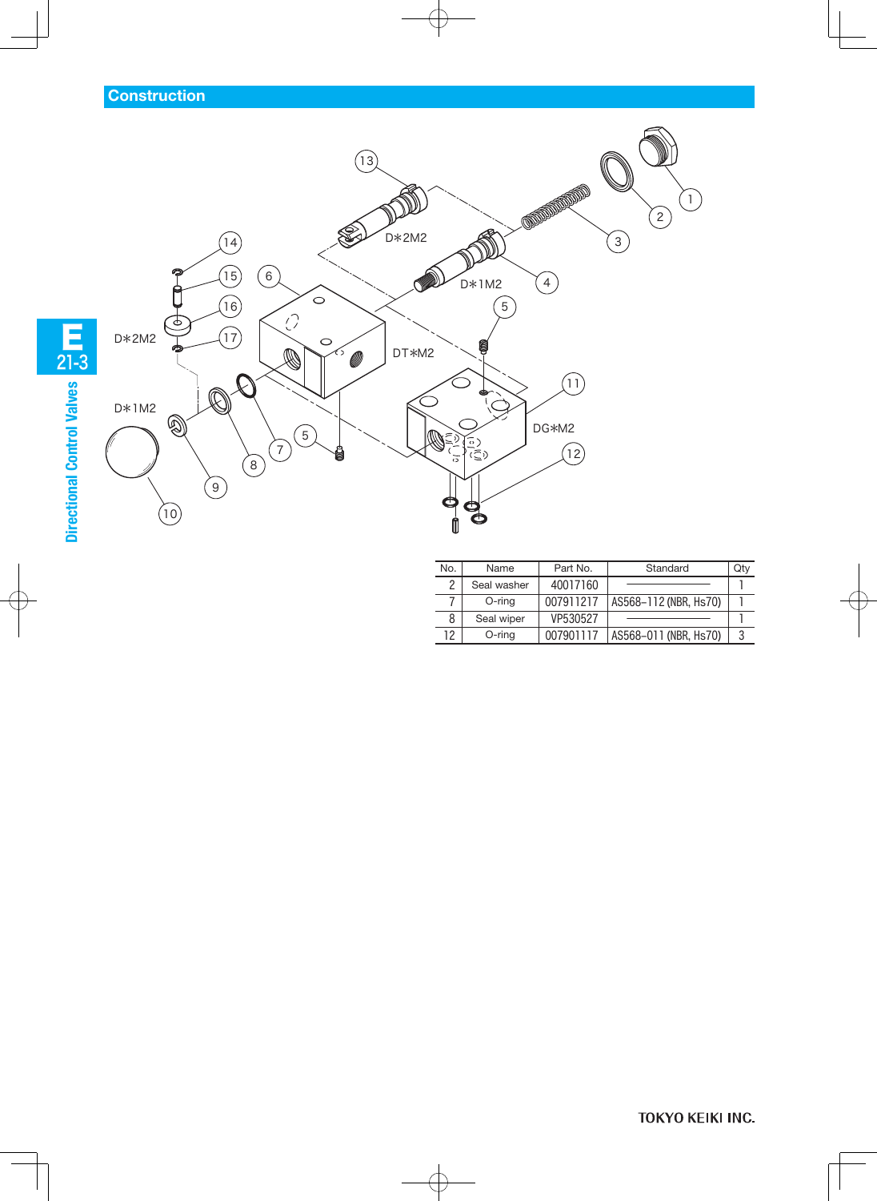## Construction

D∗2M2

D∗1M2

DT∗M2

DG∗M2

D∗2M2

D∗1M2

| No. | Name | Part No. | Standard | Qty |
|---|---|---|---|---|
| 2 | Seal washer | 40017160 | ―――――――― | 1 |
| 7 | O-ring | 007911217 | AS568–112 (NBR, Hs70) | 1 |
| 8 | Seal wiper | VP530527 | ―――――――― | 1 |
| 12 | O-ring | 007901117 | AS568–011 (NBR, Hs70) | 3 |